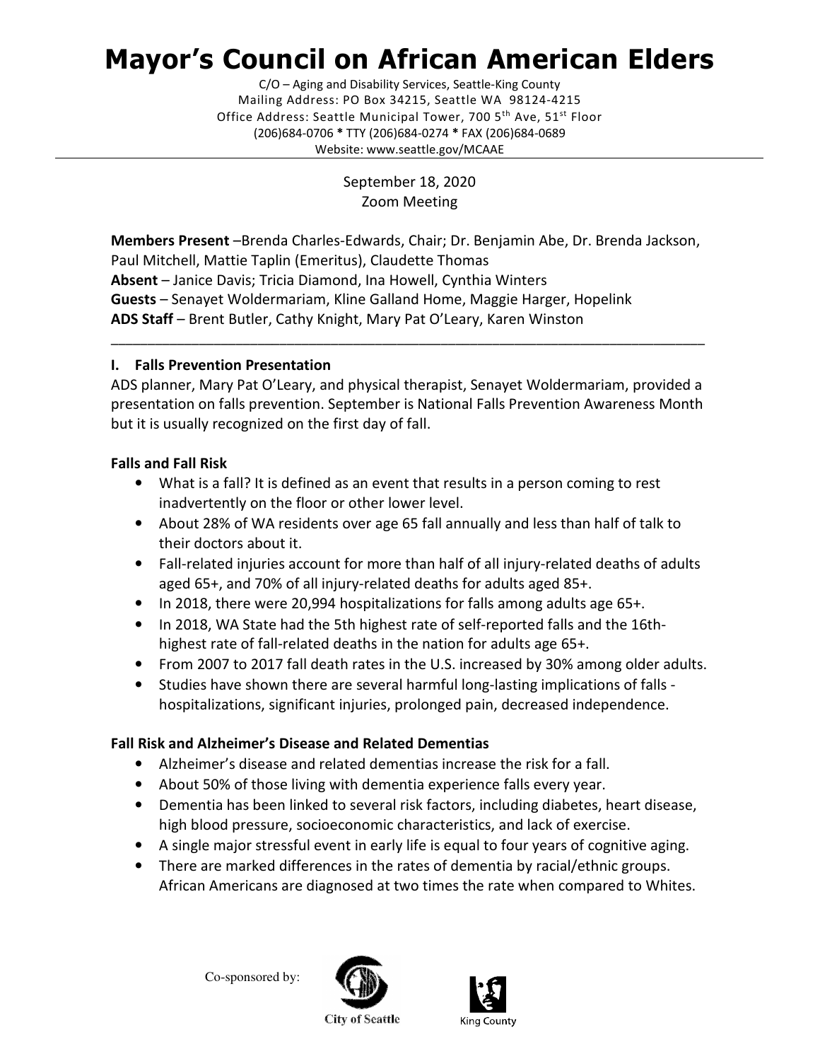# Mayor's Council on African American Elders

C/O – Aging and Disability Services, Seattle-King County
Mailing Address: PO Box 34215, Seattle WA 98124-4215
Office Address: Seattle Municipal Tower, 700 5th Ave, 51st Floor
(206)684-0706 * TTY (206)684-0274 * FAX (206)684-0689
Website: www.seattle.gov/MCAAE

---

September 18, 2020
Zoom Meeting

**Members Present** –Brenda Charles-Edwards, Chair; Dr. Benjamin Abe, Dr. Brenda Jackson, Paul Mitchell, Mattie Taplin (Emeritus), Claudette Thomas
**Absent** – Janice Davis; Tricia Diamond, Ina Howell, Cynthia Winters
**Guests** – Senayet Woldermariam, Kline Galland Home, Maggie Harger, Hopelink
**ADS Staff** – Brent Butler, Cathy Knight, Mary Pat O'Leary, Karen Winston

---

## I. Falls Prevention Presentation

ADS planner, Mary Pat O'Leary, and physical therapist, Senayet Woldermariam, provided a presentation on falls prevention. September is National Falls Prevention Awareness Month but it is usually recognized on the first day of fall.

### Falls and Fall Risk

- What is a fall? It is defined as an event that results in a person coming to rest inadvertently on the floor or other lower level.
- About 28% of WA residents over age 65 fall annually and less than half of talk to their doctors about it.
- Fall-related injuries account for more than half of all injury-related deaths of adults aged 65+, and 70% of all injury-related deaths for adults aged 85+.
- In 2018, there were 20,994 hospitalizations for falls among adults age 65+.
- In 2018, WA State had the 5th highest rate of self-reported falls and the 16th-highest rate of fall-related deaths in the nation for adults age 65+.
- From 2007 to 2017 fall death rates in the U.S. increased by 30% among older adults.
- Studies have shown there are several harmful long-lasting implications of falls - hospitalizations, significant injuries, prolonged pain, decreased independence.

### Fall Risk and Alzheimer's Disease and Related Dementias

- Alzheimer's disease and related dementias increase the risk for a fall.
- About 50% of those living with dementia experience falls every year.
- Dementia has been linked to several risk factors, including diabetes, heart disease, high blood pressure, socioeconomic characteristics, and lack of exercise.
- A single major stressful event in early life is equal to four years of cognitive aging.
- There are marked differences in the rates of dementia by racial/ethnic groups. African Americans are diagnosed at two times the rate when compared to Whites.

Co-sponsored by: City of Seattle, King County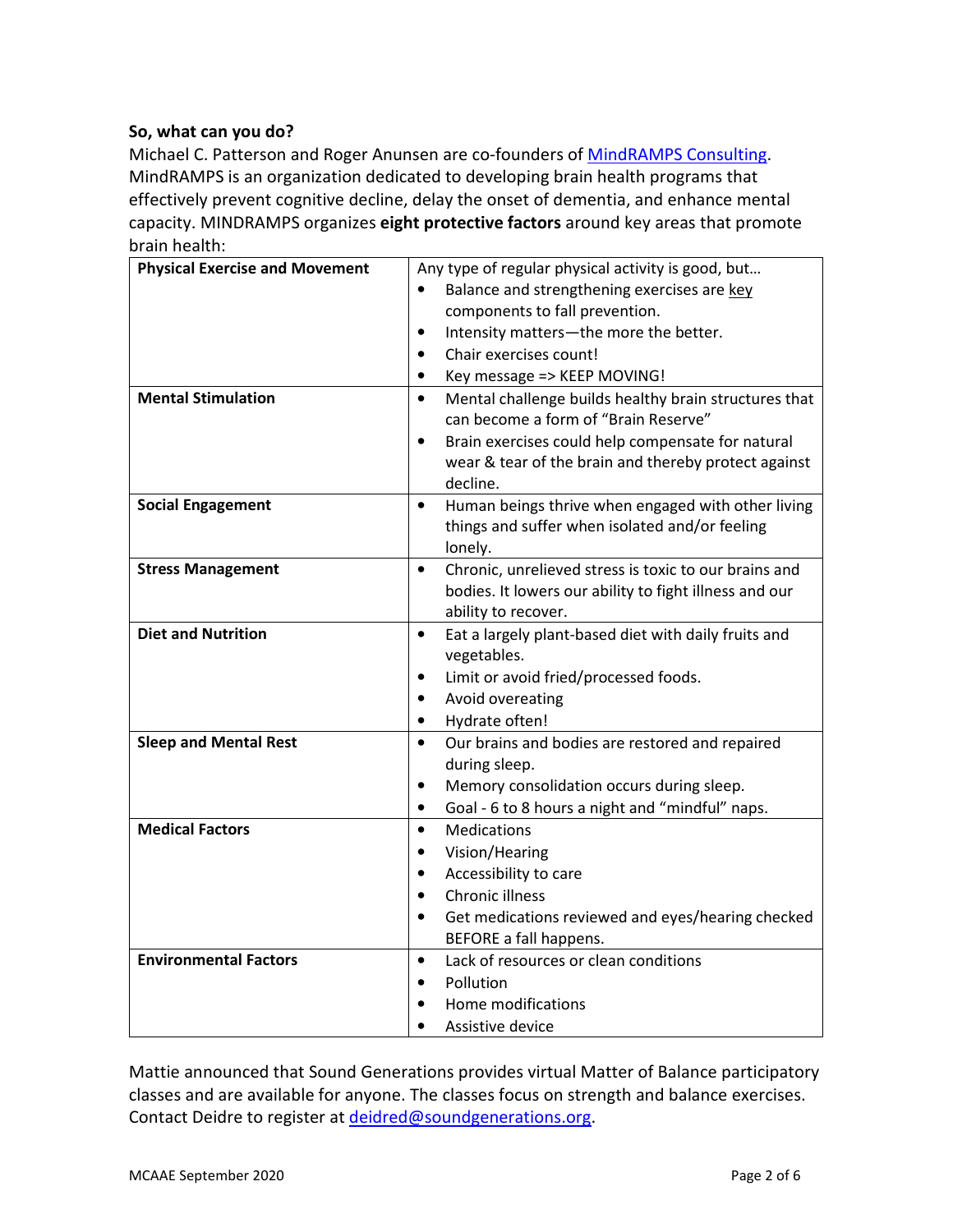**So, what can you do?**

Michael C. Patterson and Roger Anunsen are co-founders of [MindRAMPS Consulting](). MindRAMPS is an organization dedicated to developing brain health programs that effectively prevent cognitive decline, delay the onset of dementia, and enhance mental capacity. MINDRAMPS organizes **eight protective factors** around key areas that promote brain health:

| | |
|---|---|
| **Physical Exercise and Movement** | Any type of regular physical activity is good, but… <ul><li>Balance and strengthening exercises are key components to fall prevention.</li><li>Intensity matters—the more the better.</li><li>Chair exercises count!</li><li>Key message => KEEP MOVING!</li></ul> |
| **Mental Stimulation** | <ul><li>Mental challenge builds healthy brain structures that can become a form of "Brain Reserve"</li><li>Brain exercises could help compensate for natural wear & tear of the brain and thereby protect against decline.</li></ul> |
| **Social Engagement** | <ul><li>Human beings thrive when engaged with other living things and suffer when isolated and/or feeling lonely.</li></ul> |
| **Stress Management** | <ul><li>Chronic, unrelieved stress is toxic to our brains and bodies. It lowers our ability to fight illness and our ability to recover.</li></ul> |
| **Diet and Nutrition** | <ul><li>Eat a largely plant-based diet with daily fruits and vegetables.</li><li>Limit or avoid fried/processed foods.</li><li>Avoid overeating</li><li>Hydrate often!</li></ul> |
| **Sleep and Mental Rest** | <ul><li>Our brains and bodies are restored and repaired during sleep.</li><li>Memory consolidation occurs during sleep.</li><li>Goal - 6 to 8 hours a night and "mindful" naps.</li></ul> |
| **Medical Factors** | <ul><li>Medications</li><li>Vision/Hearing</li><li>Accessibility to care</li><li>Chronic illness</li><li>Get medications reviewed and eyes/hearing checked BEFORE a fall happens.</li></ul> |
| **Environmental Factors** | <ul><li>Lack of resources or clean conditions</li><li>Pollution</li><li>Home modifications</li><li>Assistive device</li></ul> |

Mattie announced that Sound Generations provides virtual Matter of Balance participatory classes and are available for anyone. The classes focus on strength and balance exercises. Contact Deidre to register at deidred@soundgenerations.org.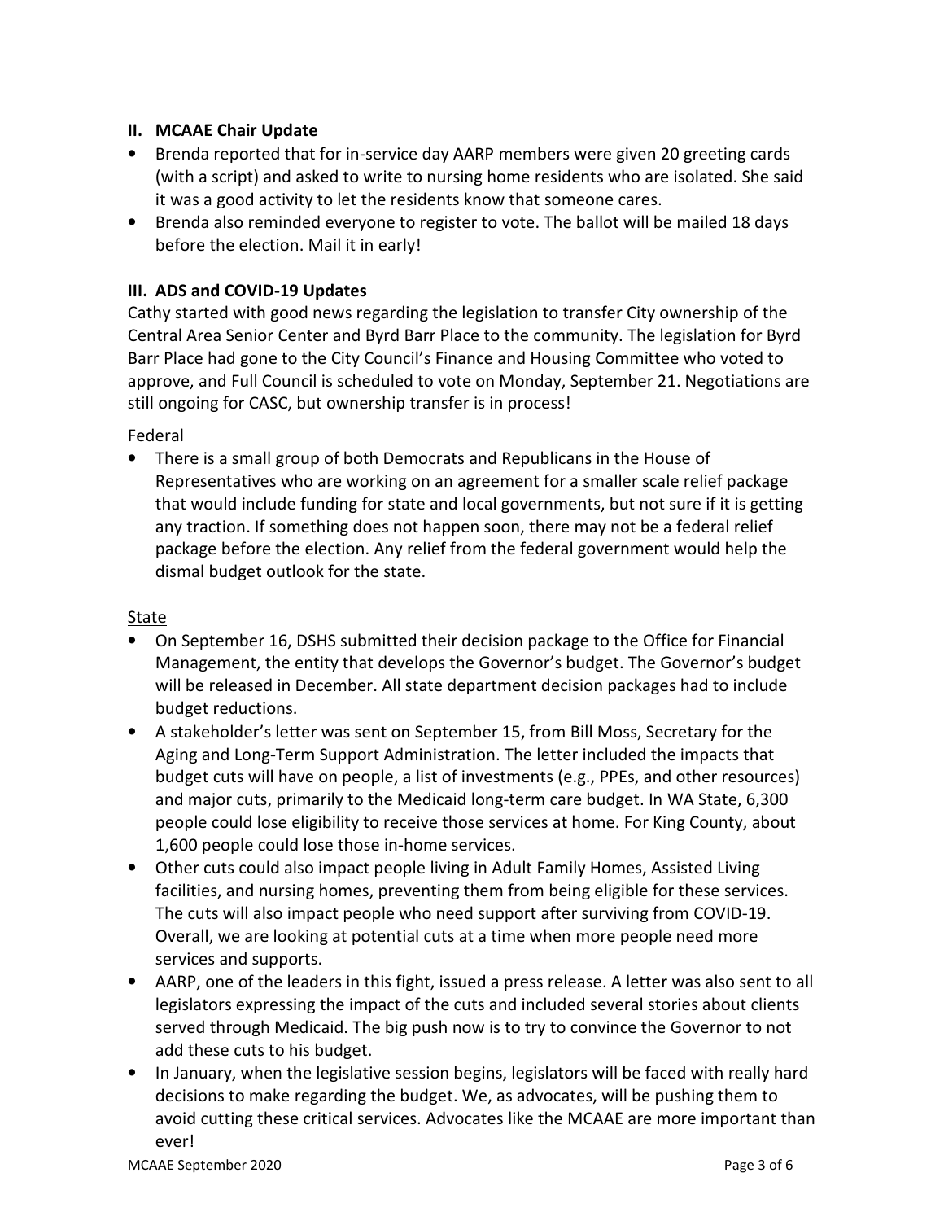## II. MCAAE Chair Update

- Brenda reported that for in-service day AARP members were given 20 greeting cards (with a script) and asked to write to nursing home residents who are isolated. She said it was a good activity to let the residents know that someone cares.
- Brenda also reminded everyone to register to vote. The ballot will be mailed 18 days before the election. Mail it in early!

## III. ADS and COVID-19 Updates

Cathy started with good news regarding the legislation to transfer City ownership of the Central Area Senior Center and Byrd Barr Place to the community. The legislation for Byrd Barr Place had gone to the City Council's Finance and Housing Committee who voted to approve, and Full Council is scheduled to vote on Monday, September 21. Negotiations are still ongoing for CASC, but ownership transfer is in process!

<u>Federal</u>

- There is a small group of both Democrats and Republicans in the House of Representatives who are working on an agreement for a smaller scale relief package that would include funding for state and local governments, but not sure if it is getting any traction. If something does not happen soon, there may not be a federal relief package before the election. Any relief from the federal government would help the dismal budget outlook for the state.

<u>State</u>

- On September 16, DSHS submitted their decision package to the Office for Financial Management, the entity that develops the Governor's budget. The Governor's budget will be released in December. All state department decision packages had to include budget reductions.
- A stakeholder's letter was sent on September 15, from Bill Moss, Secretary for the Aging and Long-Term Support Administration. The letter included the impacts that budget cuts will have on people, a list of investments (e.g., PPEs, and other resources) and major cuts, primarily to the Medicaid long-term care budget. In WA State, 6,300 people could lose eligibility to receive those services at home. For King County, about 1,600 people could lose those in-home services.
- Other cuts could also impact people living in Adult Family Homes, Assisted Living facilities, and nursing homes, preventing them from being eligible for these services. The cuts will also impact people who need support after surviving from COVID-19. Overall, we are looking at potential cuts at a time when more people need more services and supports.
- AARP, one of the leaders in this fight, issued a press release. A letter was also sent to all legislators expressing the impact of the cuts and included several stories about clients served through Medicaid. The big push now is to try to convince the Governor to not add these cuts to his budget.
- In January, when the legislative session begins, legislators will be faced with really hard decisions to make regarding the budget. We, as advocates, will be pushing them to avoid cutting these critical services. Advocates like the MCAAE are more important than ever!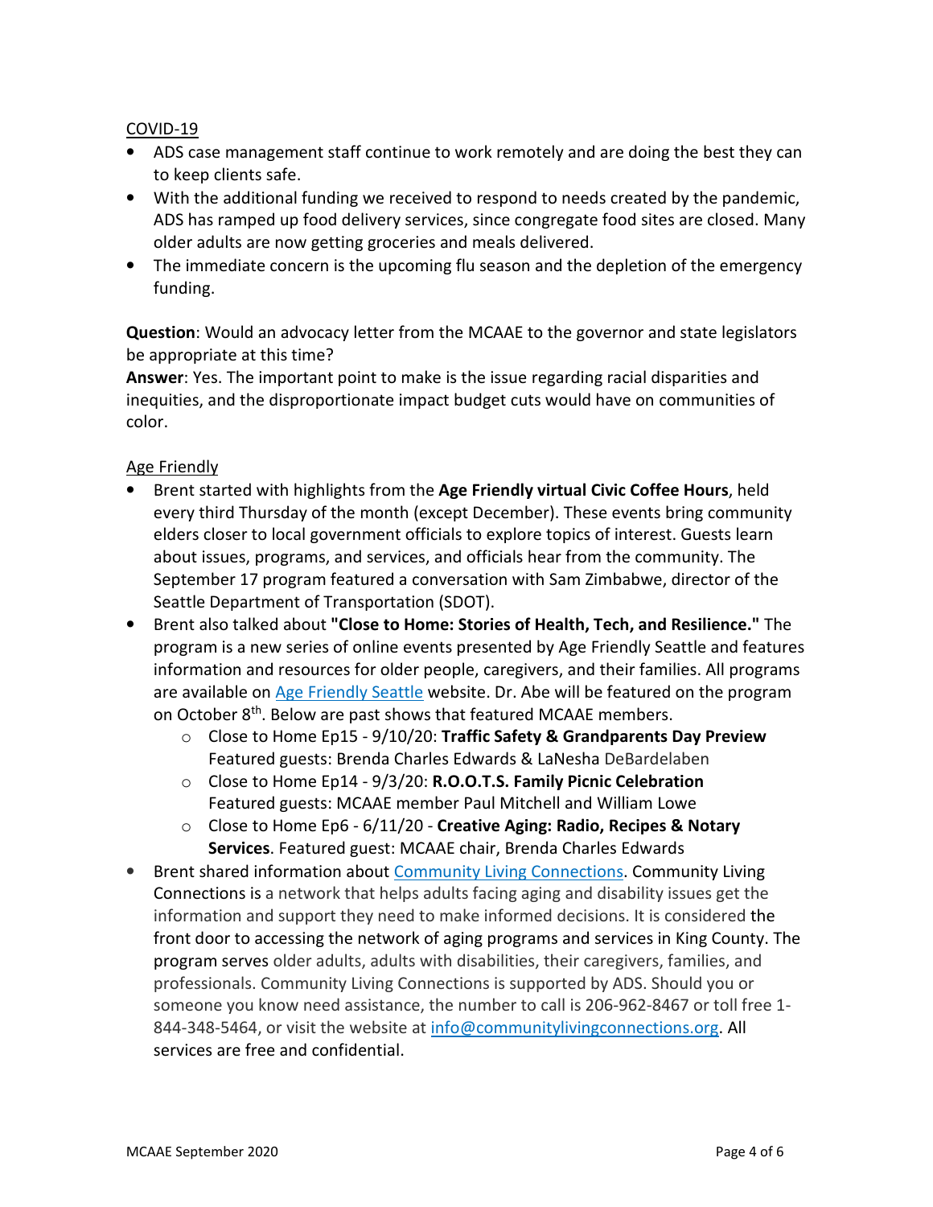COVID-19

- ADS case management staff continue to work remotely and are doing the best they can to keep clients safe.
- With the additional funding we received to respond to needs created by the pandemic, ADS has ramped up food delivery services, since congregate food sites are closed. Many older adults are now getting groceries and meals delivered.
- The immediate concern is the upcoming flu season and the depletion of the emergency funding.

**Question**: Would an advocacy letter from the MCAAE to the governor and state legislators be appropriate at this time?
**Answer**: Yes. The important point to make is the issue regarding racial disparities and inequities, and the disproportionate impact budget cuts would have on communities of color.

Age Friendly

- Brent started with highlights from the **Age Friendly virtual Civic Coffee Hours**, held every third Thursday of the month (except December). These events bring community elders closer to local government officials to explore topics of interest. Guests learn about issues, programs, and services, and officials hear from the community. The September 17 program featured a conversation with Sam Zimbabwe, director of the Seattle Department of Transportation (SDOT).
- Brent also talked about **"Close to Home: Stories of Health, Tech, and Resilience."** The program is a new series of online events presented by Age Friendly Seattle and features information and resources for older people, caregivers, and their families. All programs are available on Age Friendly Seattle website. Dr. Abe will be featured on the program on October 8th. Below are past shows that featured MCAAE members.
  - Close to Home Ep15 - 9/10/20: **Traffic Safety & Grandparents Day Preview** Featured guests: Brenda Charles Edwards & LaNesha DeBardelaben
  - Close to Home Ep14 - 9/3/20: **R.O.O.T.S. Family Picnic Celebration** Featured guests: MCAAE member Paul Mitchell and William Lowe
  - Close to Home Ep6 - 6/11/20 - **Creative Aging: Radio, Recipes & Notary Services**. Featured guest: MCAAE chair, Brenda Charles Edwards
- Brent shared information about Community Living Connections. Community Living Connections is a network that helps adults facing aging and disability issues get the information and support they need to make informed decisions. It is considered the front door to accessing the network of aging programs and services in King County. The program serves older adults, adults with disabilities, their caregivers, families, and professionals. Community Living Connections is supported by ADS. Should you or someone you know need assistance, the number to call is 206-962-8467 or toll free 1-844-348-5464, or visit the website at info@communitylivingconnections.org. All services are free and confidential.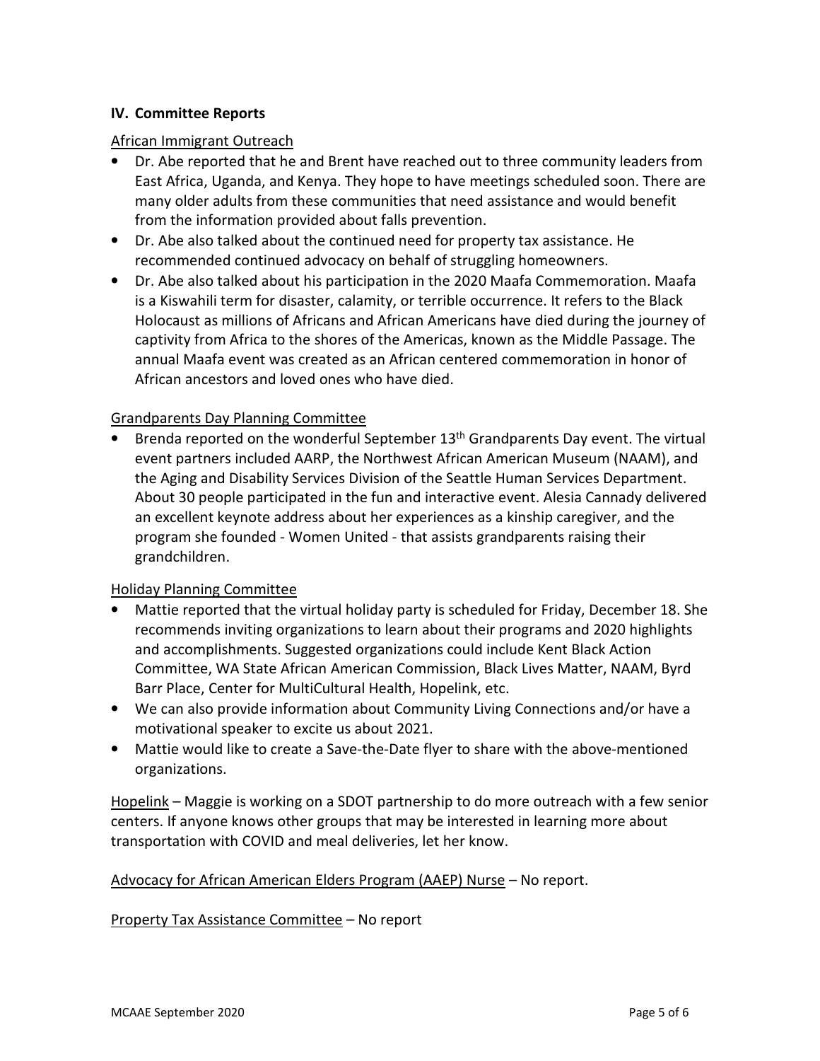## IV. Committee Reports

African Immigrant Outreach

- Dr. Abe reported that he and Brent have reached out to three community leaders from East Africa, Uganda, and Kenya. They hope to have meetings scheduled soon. There are many older adults from these communities that need assistance and would benefit from the information provided about falls prevention.
- Dr. Abe also talked about the continued need for property tax assistance. He recommended continued advocacy on behalf of struggling homeowners.
- Dr. Abe also talked about his participation in the 2020 Maafa Commemoration. Maafa is a Kiswahili term for disaster, calamity, or terrible occurrence. It refers to the Black Holocaust as millions of Africans and African Americans have died during the journey of captivity from Africa to the shores of the Americas, known as the Middle Passage. The annual Maafa event was created as an African centered commemoration in honor of African ancestors and loved ones who have died.

Grandparents Day Planning Committee

- Brenda reported on the wonderful September 13th Grandparents Day event. The virtual event partners included AARP, the Northwest African American Museum (NAAM), and the Aging and Disability Services Division of the Seattle Human Services Department. About 30 people participated in the fun and interactive event. Alesia Cannady delivered an excellent keynote address about her experiences as a kinship caregiver, and the program she founded - Women United - that assists grandparents raising their grandchildren.

Holiday Planning Committee

- Mattie reported that the virtual holiday party is scheduled for Friday, December 18. She recommends inviting organizations to learn about their programs and 2020 highlights and accomplishments. Suggested organizations could include Kent Black Action Committee, WA State African American Commission, Black Lives Matter, NAAM, Byrd Barr Place, Center for MultiCultural Health, Hopelink, etc.
- We can also provide information about Community Living Connections and/or have a motivational speaker to excite us about 2021.
- Mattie would like to create a Save-the-Date flyer to share with the above-mentioned organizations.

Hopelink – Maggie is working on a SDOT partnership to do more outreach with a few senior centers. If anyone knows other groups that may be interested in learning more about transportation with COVID and meal deliveries, let her know.

Advocacy for African American Elders Program (AAEP) Nurse – No report.

Property Tax Assistance Committee – No report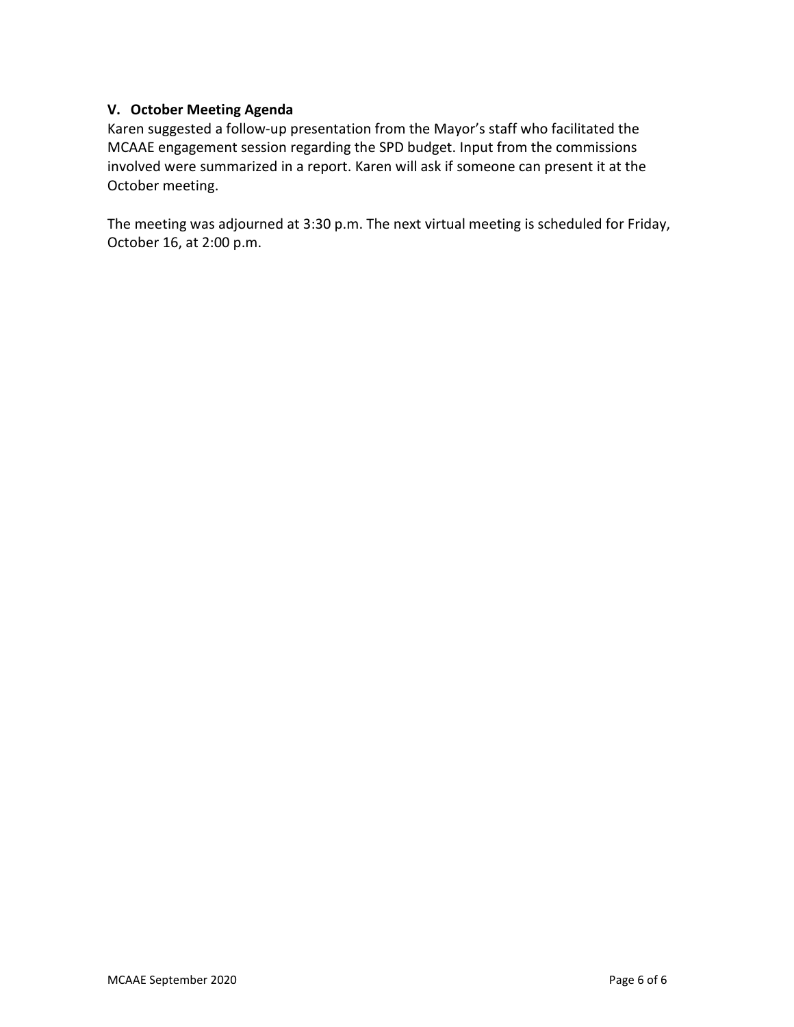### V. October Meeting Agenda

Karen suggested a follow-up presentation from the Mayor's staff who facilitated the MCAAE engagement session regarding the SPD budget. Input from the commissions involved were summarized in a report. Karen will ask if someone can present it at the October meeting.

The meeting was adjourned at 3:30 p.m. The next virtual meeting is scheduled for Friday, October 16, at 2:00 p.m.